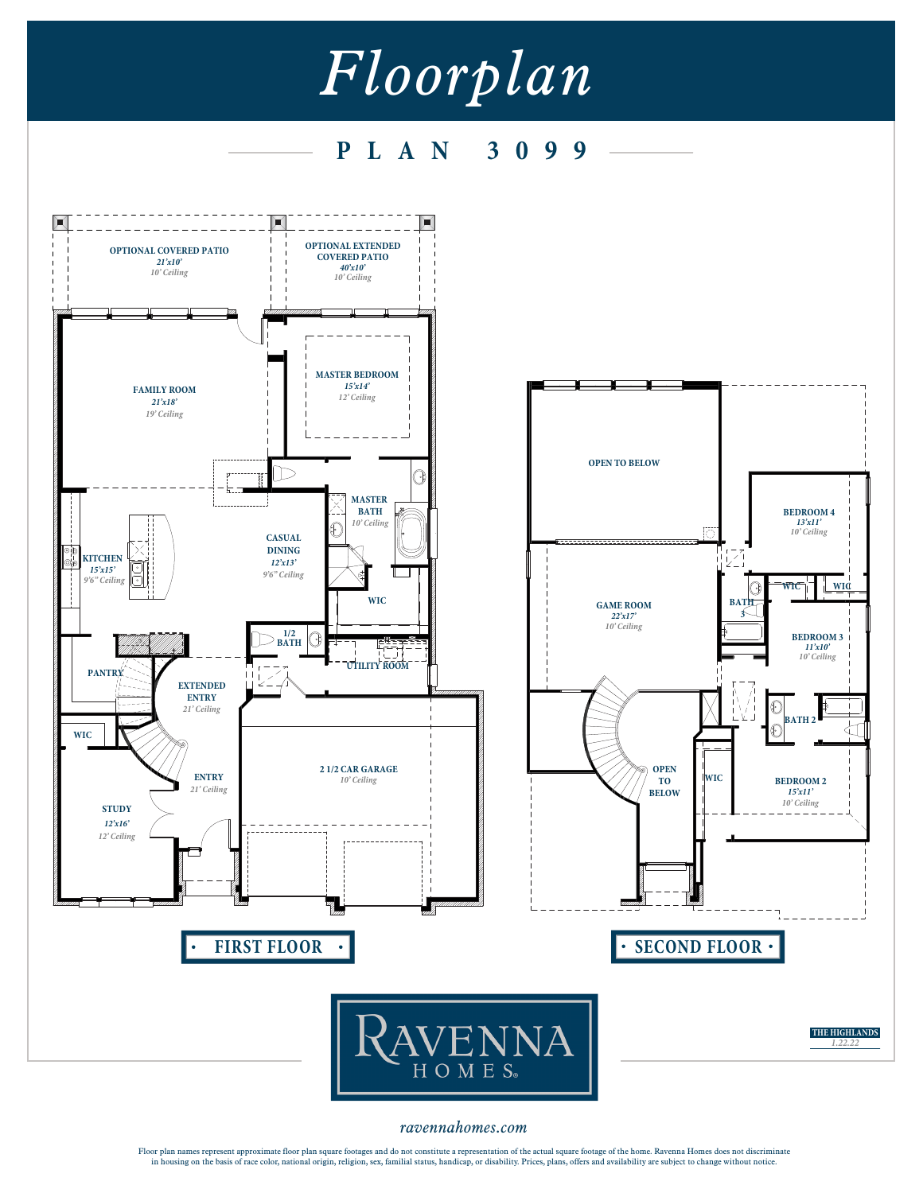# Floorplan

## PLAN 3099

### FIRST FLOOR

**OPTIONAL COVERED PATIO**
*21'x10'*
*10' Ceiling*

**OPTIONAL EXTENDED COVERED PATIO**
*40'x10'*
*10' Ceiling*

**FAMILY ROOM**
*21'x18'*
*19' Ceiling*

**MASTER BEDROOM**
*15'x14'*
*12' Ceiling*

**MASTER BATH**
*10' Ceiling*

**KITCHEN**
*15'x15'*
*9'6" Ceiling*

**CASUAL DINING**
*12'x13'*
*9'6" Ceiling*

**WIC**

**1/2 BATH**

**UTILITY ROOM**

**PANTRY**

**EXTENDED ENTRY**
*21' Ceiling*

**WIC**

**ENTRY**
*21' Ceiling*

**STUDY**
*12'x16'*
*12' Ceiling*

**2 1/2 CAR GARAGE**
*10' Ceiling*

### SECOND FLOOR

**OPEN TO BELOW**

**BEDROOM 4**
*13'x11'*
*10' Ceiling*

**GAME ROOM**
*22'x17'*
*10' Ceiling*

**BATH 3**

**WIC**

**WIC**

**BEDROOM 3**
*11'x10'*
*10' Ceiling*

**BATH 2**

**OPEN TO BELOW**

**WIC**

**BEDROOM 2**
*15'x11'*
*10' Ceiling*

RAVENNA HOMES®

THE HIGHLANDS
*1.22.22*

*ravennahomes.com*

Floor plan names represent approximate floor plan square footages and do not constitute a representation of the actual square footage of the home. Ravenna Homes does not discriminate in housing on the basis of race color, national origin, religion, sex, familial status, handicap, or disability. Prices, plans, offers and availability are subject to change without notice.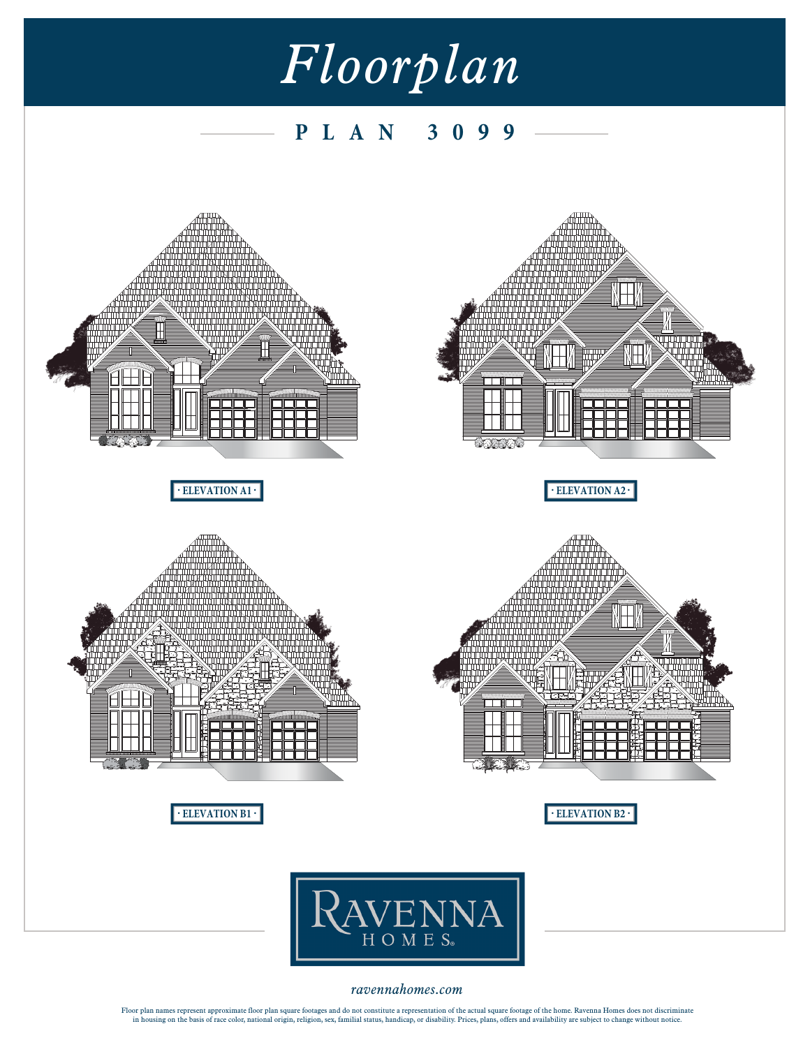# *Floorplan*

## PLAN 3099

· ELEVATION A1 ·

· ELEVATION A2 ·

· ELEVATION B1 ·

· ELEVATION B2 ·

RAVENNA HOMES®

*ravennahomes.com*

Floor plan names represent approximate floor plan square footages and do not constitute a representation of the actual square footage of the home. Ravenna Homes does not discriminate in housing on the basis of race color, national origin, religion, sex, familial status, handicap, or disability. Prices, plans, offers and availability are subject to change without notice.